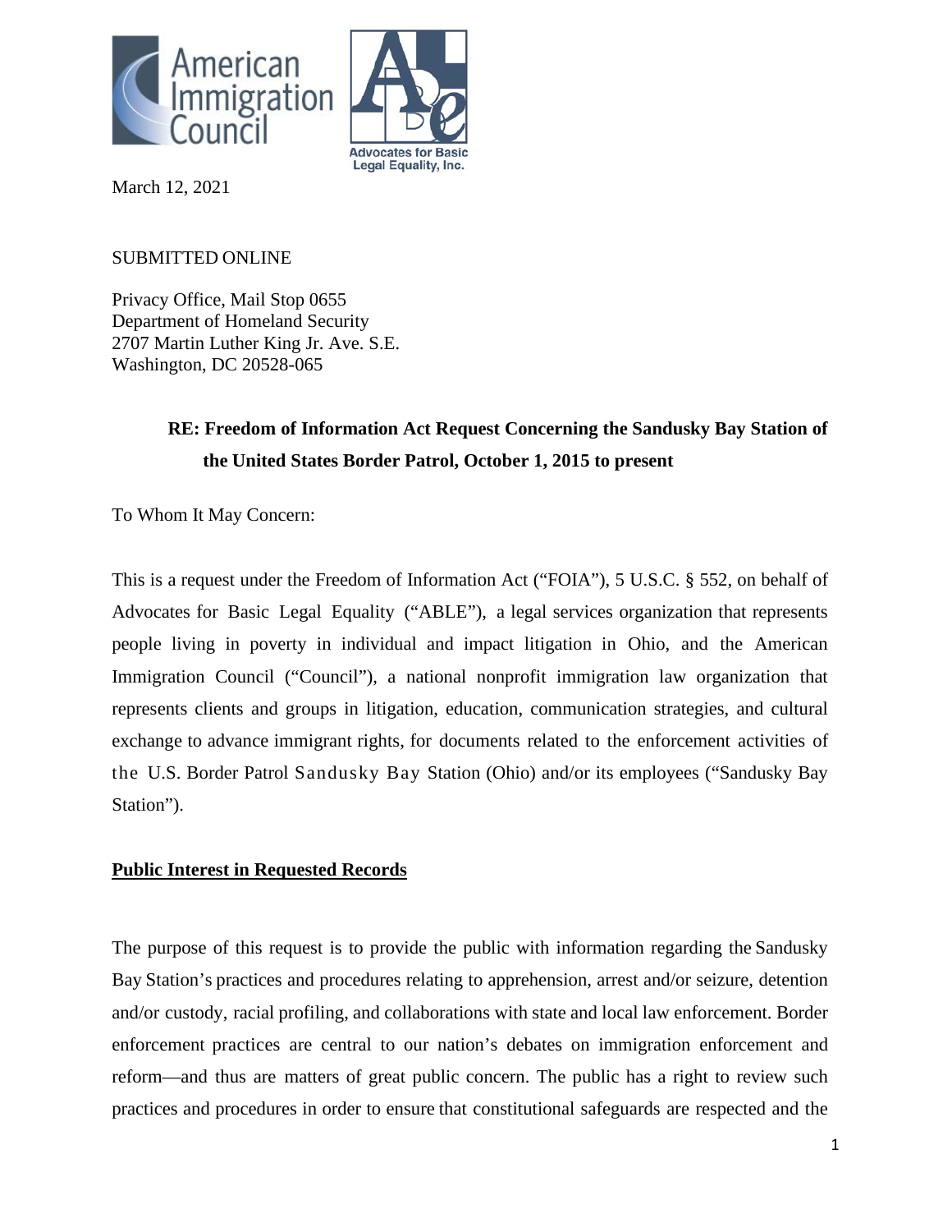American Immigration Council

Advocates for Basic Legal Equality, Inc.

March 12, 2021

SUBMITTED ONLINE

Privacy Office, Mail Stop 0655
Department of Homeland Security
2707 Martin Luther King Jr. Ave. S.E.
Washington, DC 20528-065

**RE: Freedom of Information Act Request Concerning the Sandusky Bay Station of the United States Border Patrol, October 1, 2015 to present**

To Whom It May Concern:

This is a request under the Freedom of Information Act ("FOIA"), 5 U.S.C. § 552, on behalf of Advocates for Basic Legal Equality ("ABLE"), a legal services organization that represents people living in poverty in individual and impact litigation in Ohio, and the American Immigration Council ("Council"), a national nonprofit immigration law organization that represents clients and groups in litigation, education, communication strategies, and cultural exchange to advance immigrant rights, for documents related to the enforcement activities of the U.S. Border Patrol Sandusky Bay Station (Ohio) and/or its employees ("Sandusky Bay Station").

**Public Interest in Requested Records**

The purpose of this request is to provide the public with information regarding the Sandusky Bay Station's practices and procedures relating to apprehension, arrest and/or seizure, detention and/or custody, racial profiling, and collaborations with state and local law enforcement. Border enforcement practices are central to our nation's debates on immigration enforcement and reform—and thus are matters of great public concern. The public has a right to review such practices and procedures in order to ensure that constitutional safeguards are respected and the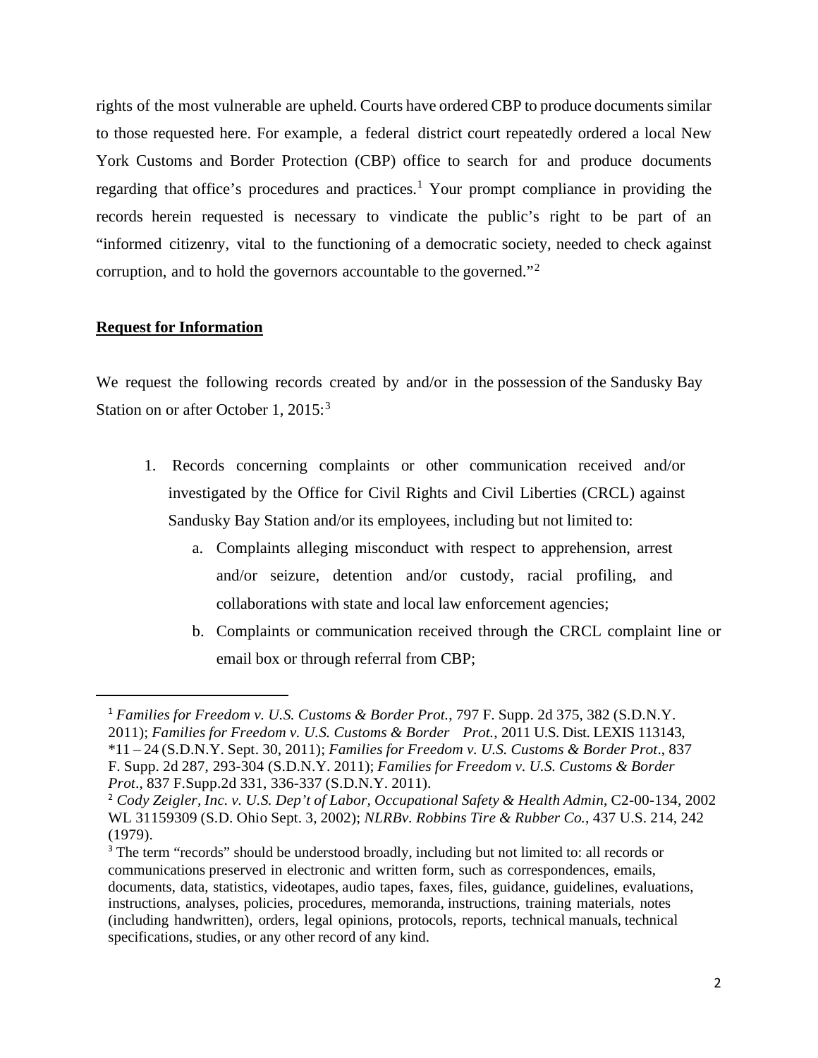rights of the most vulnerable are upheld. Courts have ordered CBP to produce documents similar to those requested here. For example, a federal district court repeatedly ordered a local New York Customs and Border Protection (CBP) office to search for and produce documents regarding that office's procedures and practices.[1] Your prompt compliance in providing the records herein requested is necessary to vindicate the public's right to be part of an "informed citizenry, vital to the functioning of a democratic society, needed to check against corruption, and to hold the governors accountable to the governed."[2]

**Request for Information**

We request the following records created by and/or in the possession of the Sandusky Bay Station on or after October 1, 2015:[3]

1. Records concerning complaints or other communication received and/or investigated by the Office for Civil Rights and Civil Liberties (CRCL) against Sandusky Bay Station and/or its employees, including but not limited to:
    a. Complaints alleging misconduct with respect to apprehension, arrest and/or seizure, detention and/or custody, racial profiling, and collaborations with state and local law enforcement agencies;
    b. Complaints or communication received through the CRCL complaint line or email box or through referral from CBP;

---

[1] *Families for Freedom v. U.S. Customs & Border Prot.*, 797 F. Supp. 2d 375, 382 (S.D.N.Y. 2011); *Families for Freedom v. U.S. Customs & Border Prot.*, 2011 U.S. Dist. LEXIS 113143, *11 – 24 (S.D.N.Y. Sept. 30, 2011); *Families for Freedom v. U.S. Customs & Border Prot*., 837 F. Supp. 2d 287, 293-304 (S.D.N.Y. 2011); *Families for Freedom v. U.S. Customs & Border Prot*., 837 F.Supp.2d 331, 336-337 (S.D.N.Y. 2011).

[2] *Cody Zeigler, Inc. v. U.S. Dep't of Labor, Occupational Safety & Health Admin*, C2-00-134, 2002 WL 31159309 (S.D. Ohio Sept. 3, 2002); *NLRBv. Robbins Tire & Rubber Co.*, 437 U.S. 214, 242 (1979).

[3] The term "records" should be understood broadly, including but not limited to: all records or communications preserved in electronic and written form, such as correspondences, emails, documents, data, statistics, videotapes, audio tapes, faxes, files, guidance, guidelines, evaluations, instructions, analyses, policies, procedures, memoranda, instructions, training materials, notes (including handwritten), orders, legal opinions, protocols, reports, technical manuals, technical specifications, studies, or any other record of any kind.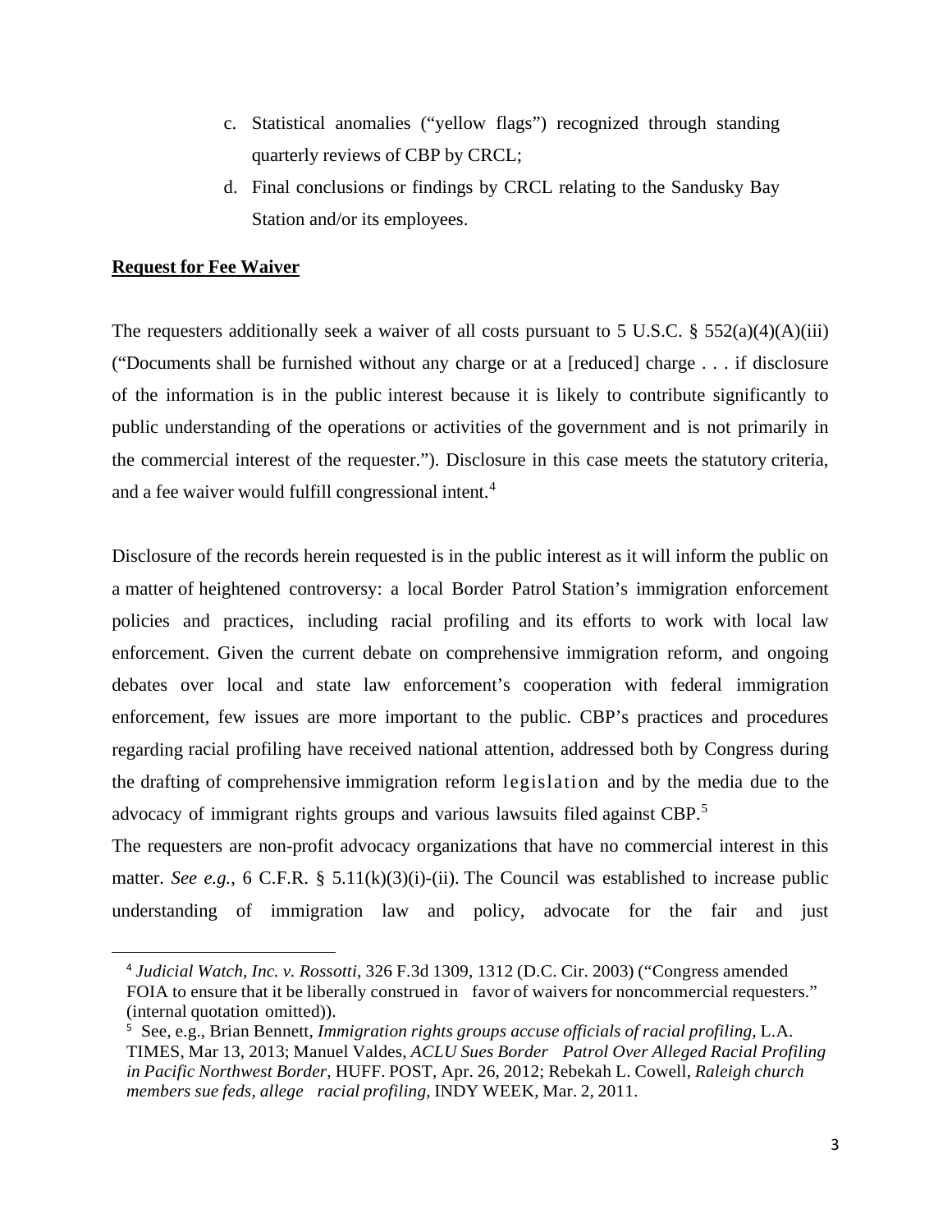c. Statistical anomalies (“yellow flags”) recognized through standing quarterly reviews of CBP by CRCL;

d. Final conclusions or findings by CRCL relating to the Sandusky Bay Station and/or its employees.

**Request for Fee Waiver**

The requesters additionally seek a waiver of all costs pursuant to 5 U.S.C. § 552(a)(4)(A)(iii) (“Documents shall be furnished without any charge or at a [reduced] charge . . . if disclosure of the information is in the public interest because it is likely to contribute significantly to public understanding of the operations or activities of the government and is not primarily in the commercial interest of the requester.”). Disclosure in this case meets the statutory criteria, and a fee waiver would fulfill congressional intent.[4]

Disclosure of the records herein requested is in the public interest as it will inform the public on a matter of heightened controversy: a local Border Patrol Station’s immigration enforcement policies and practices, including racial profiling and its efforts to work with local law enforcement. Given the current debate on comprehensive immigration reform, and ongoing debates over local and state law enforcement’s cooperation with federal immigration enforcement, few issues are more important to the public. CBP’s practices and procedures regarding racial profiling have received national attention, addressed both by Congress during the drafting of comprehensive immigration reform legislation and by the media due to the advocacy of immigrant rights groups and various lawsuits filed against CBP.[5]

The requesters are non-profit advocacy organizations that have no commercial interest in this matter. *See e.g.*, 6 C.F.R. § 5.11(k)(3)(i)-(ii). The Council was established to increase public understanding of immigration law and policy, advocate for the fair and just

[4] *Judicial Watch, Inc. v. Rossotti*, 326 F.3d 1309, 1312 (D.C. Cir. 2003) (“Congress amended FOIA to ensure that it be liberally construed in favor of waivers for noncommercial requesters.” (internal quotation omitted)).

[5] See, e.g., Brian Bennett, *Immigration rights groups accuse officials of racial profiling*, L.A. TIMES, Mar 13, 2013; Manuel Valdes, *ACLU Sues Border Patrol Over Alleged Racial Profiling in Pacific Northwest Border*, HUFF. POST, Apr. 26, 2012; Rebekah L. Cowell, *Raleigh church members sue feds, allege racial profiling*, INDY WEEK, Mar. 2, 2011.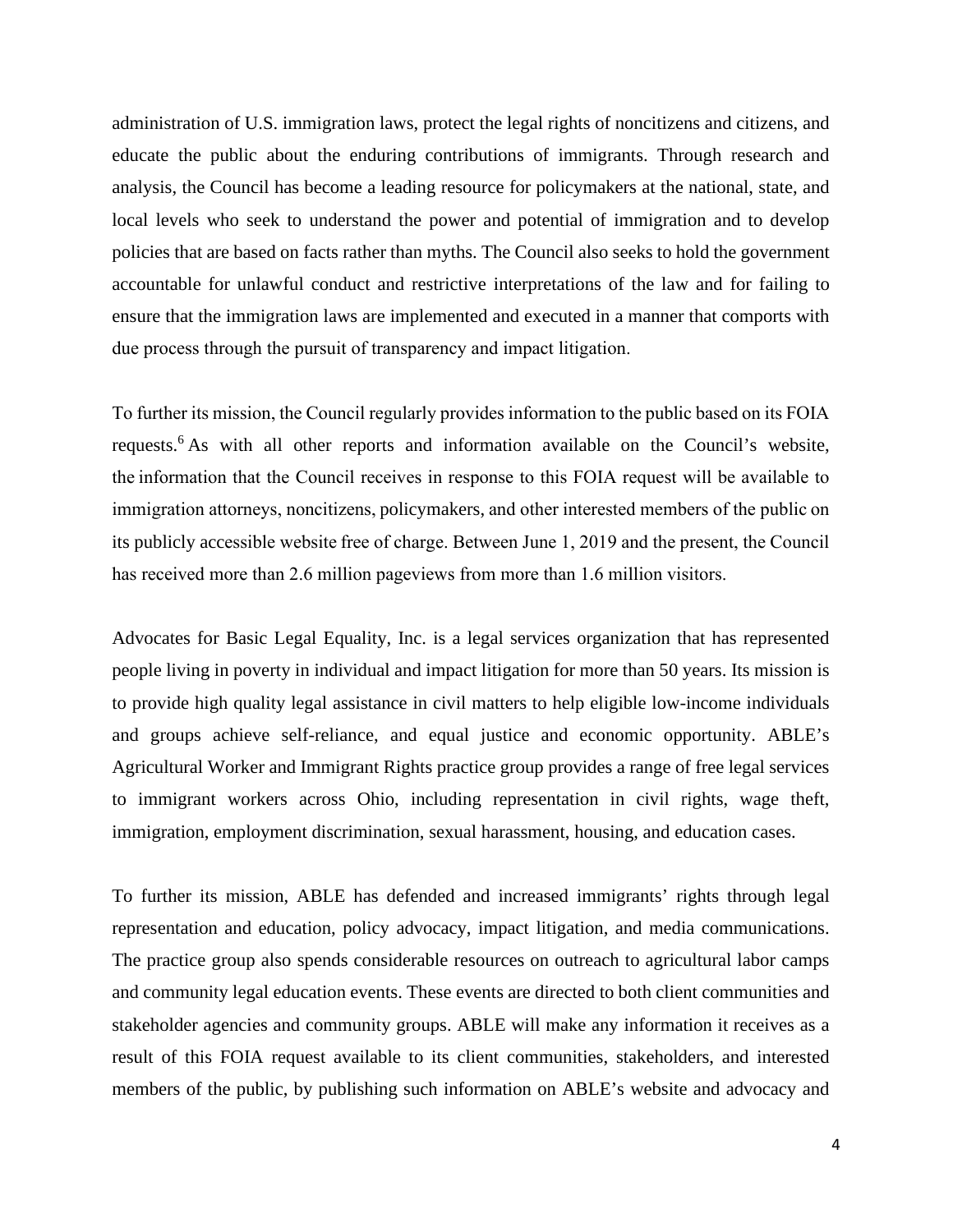administration of U.S. immigration laws, protect the legal rights of noncitizens and citizens, and educate the public about the enduring contributions of immigrants. Through research and analysis, the Council has become a leading resource for policymakers at the national, state, and local levels who seek to understand the power and potential of immigration and to develop policies that are based on facts rather than myths. The Council also seeks to hold the government accountable for unlawful conduct and restrictive interpretations of the law and for failing to ensure that the immigration laws are implemented and executed in a manner that comports with due process through the pursuit of transparency and impact litigation.

To further its mission, the Council regularly provides information to the public based on its FOIA requests.[6] As with all other reports and information available on the Council's website, the information that the Council receives in response to this FOIA request will be available to immigration attorneys, noncitizens, policymakers, and other interested members of the public on its publicly accessible website free of charge. Between June 1, 2019 and the present, the Council has received more than 2.6 million pageviews from more than 1.6 million visitors.

Advocates for Basic Legal Equality, Inc. is a legal services organization that has represented people living in poverty in individual and impact litigation for more than 50 years. Its mission is to provide high quality legal assistance in civil matters to help eligible low-income individuals and groups achieve self-reliance, and equal justice and economic opportunity. ABLE's Agricultural Worker and Immigrant Rights practice group provides a range of free legal services to immigrant workers across Ohio, including representation in civil rights, wage theft, immigration, employment discrimination, sexual harassment, housing, and education cases.

To further its mission, ABLE has defended and increased immigrants' rights through legal representation and education, policy advocacy, impact litigation, and media communications. The practice group also spends considerable resources on outreach to agricultural labor camps and community legal education events. These events are directed to both client communities and stakeholder agencies and community groups. ABLE will make any information it receives as a result of this FOIA request available to its client communities, stakeholders, and interested members of the public, by publishing such information on ABLE's website and advocacy and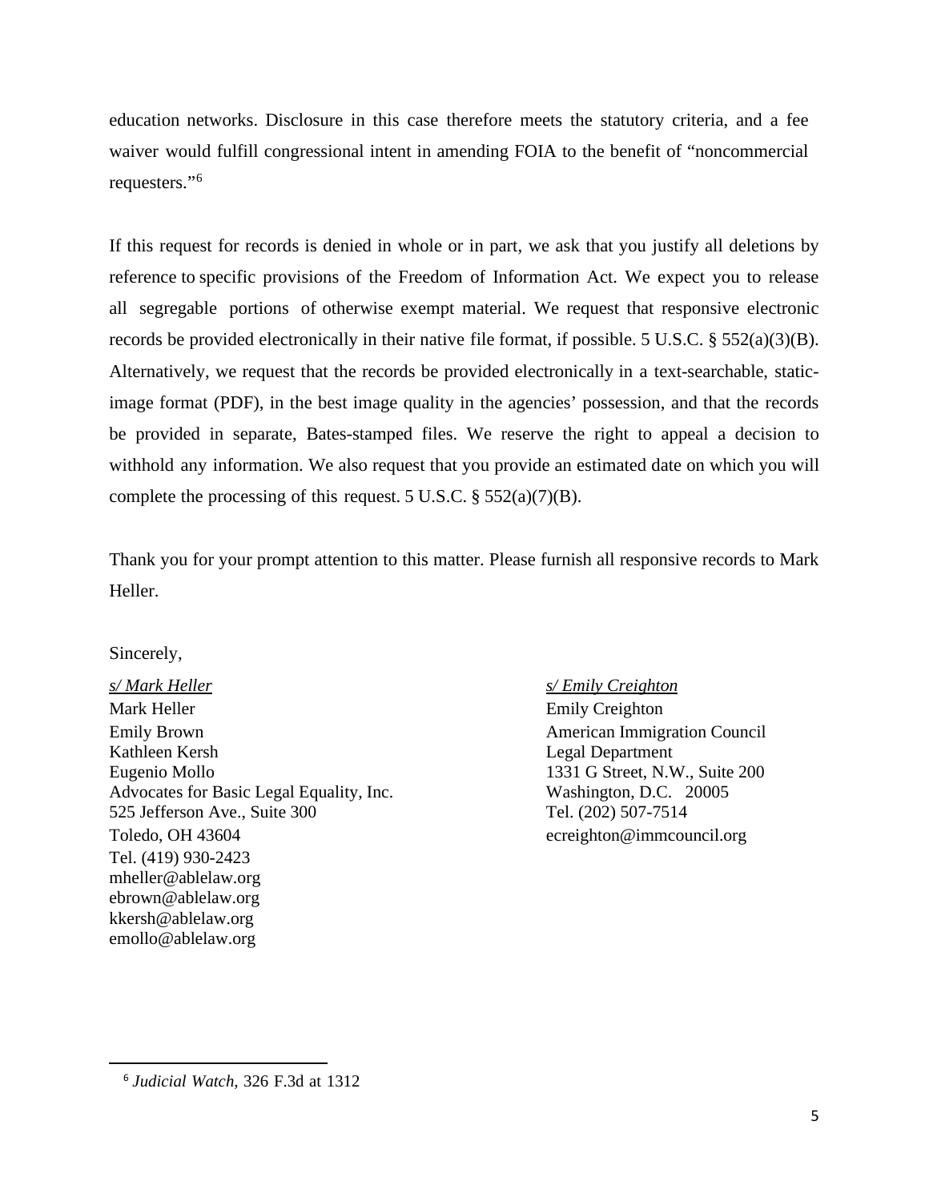education networks. Disclosure in this case therefore meets the statutory criteria, and a fee waiver would fulfill congressional intent in amending FOIA to the benefit of "noncommercial requesters."[6]

If this request for records is denied in whole or in part, we ask that you justify all deletions by reference to specific provisions of the Freedom of Information Act. We expect you to release all segregable portions of otherwise exempt material. We request that responsive electronic records be provided electronically in their native file format, if possible. 5 U.S.C. § 552(a)(3)(B). Alternatively, we request that the records be provided electronically in a text-searchable, static-image format (PDF), in the best image quality in the agencies' possession, and that the records be provided in separate, Bates-stamped files. We reserve the right to appeal a decision to withhold any information. We also request that you provide an estimated date on which you will complete the processing of this request. 5 U.S.C. § 552(a)(7)(B).

Thank you for your prompt attention to this matter. Please furnish all responsive records to Mark Heller.

Sincerely,

*s/ Mark Heller*
Mark Heller
Emily Brown
Kathleen Kersh
Eugenio Mollo
Advocates for Basic Legal Equality, Inc.
525 Jefferson Ave., Suite 300
Toledo, OH 43604
Tel. (419) 930-2423
mheller@ablelaw.org
ebrown@ablelaw.org
kkersh@ablelaw.org
emollo@ablelaw.org

*s/ Emily Creighton*
Emily Creighton
American Immigration Council
Legal Department
1331 G Street, N.W., Suite 200
Washington, D.C. 20005
Tel. (202) 507-7514
ecreighton@immcouncil.org

---

[6] *Judicial Watch*, 326 F.3d at 1312